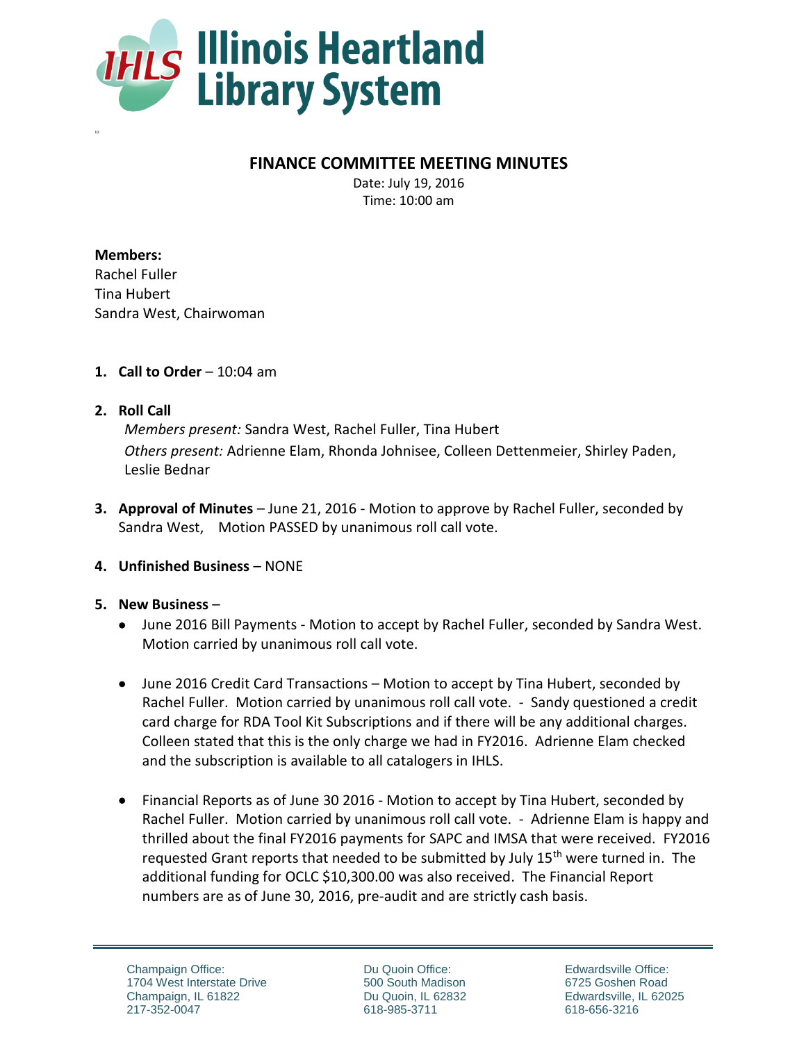# Illinois Heartland Library System

## FINANCE COMMITTEE MEETING MINUTES

Date: July 19, 2016
Time: 10:00 am

**Members:**
Rachel Fuller
Tina Hubert
Sandra West, Chairwoman

1. **Call to Order** – 10:04 am

2. **Roll Call**
   *Members present:* Sandra West, Rachel Fuller, Tina Hubert
   *Others present:* Adrienne Elam, Rhonda Johnisee, Colleen Dettenmeier, Shirley Paden, Leslie Bednar

3. **Approval of Minutes** – June 21, 2016 - Motion to approve by Rachel Fuller, seconded by Sandra West, Motion PASSED by unanimous roll call vote.

4. **Unfinished Business** – NONE

5. **New Business** –
   - June 2016 Bill Payments - Motion to accept by Rachel Fuller, seconded by Sandra West. Motion carried by unanimous roll call vote.
   - June 2016 Credit Card Transactions – Motion to accept by Tina Hubert, seconded by Rachel Fuller. Motion carried by unanimous roll call vote. - Sandy questioned a credit card charge for RDA Tool Kit Subscriptions and if there will be any additional charges. Colleen stated that this is the only charge we had in FY2016. Adrienne Elam checked and the subscription is available to all catalogers in IHLS.
   - Financial Reports as of June 30 2016 - Motion to accept by Tina Hubert, seconded by Rachel Fuller. Motion carried by unanimous roll call vote. - Adrienne Elam is happy and thrilled about the final FY2016 payments for SAPC and IMSA that were received. FY2016 requested Grant reports that needed to be submitted by July 15th were turned in. The additional funding for OCLC $10,300.00 was also received. The Financial Report numbers are as of June 30, 2016, pre-audit and are strictly cash basis.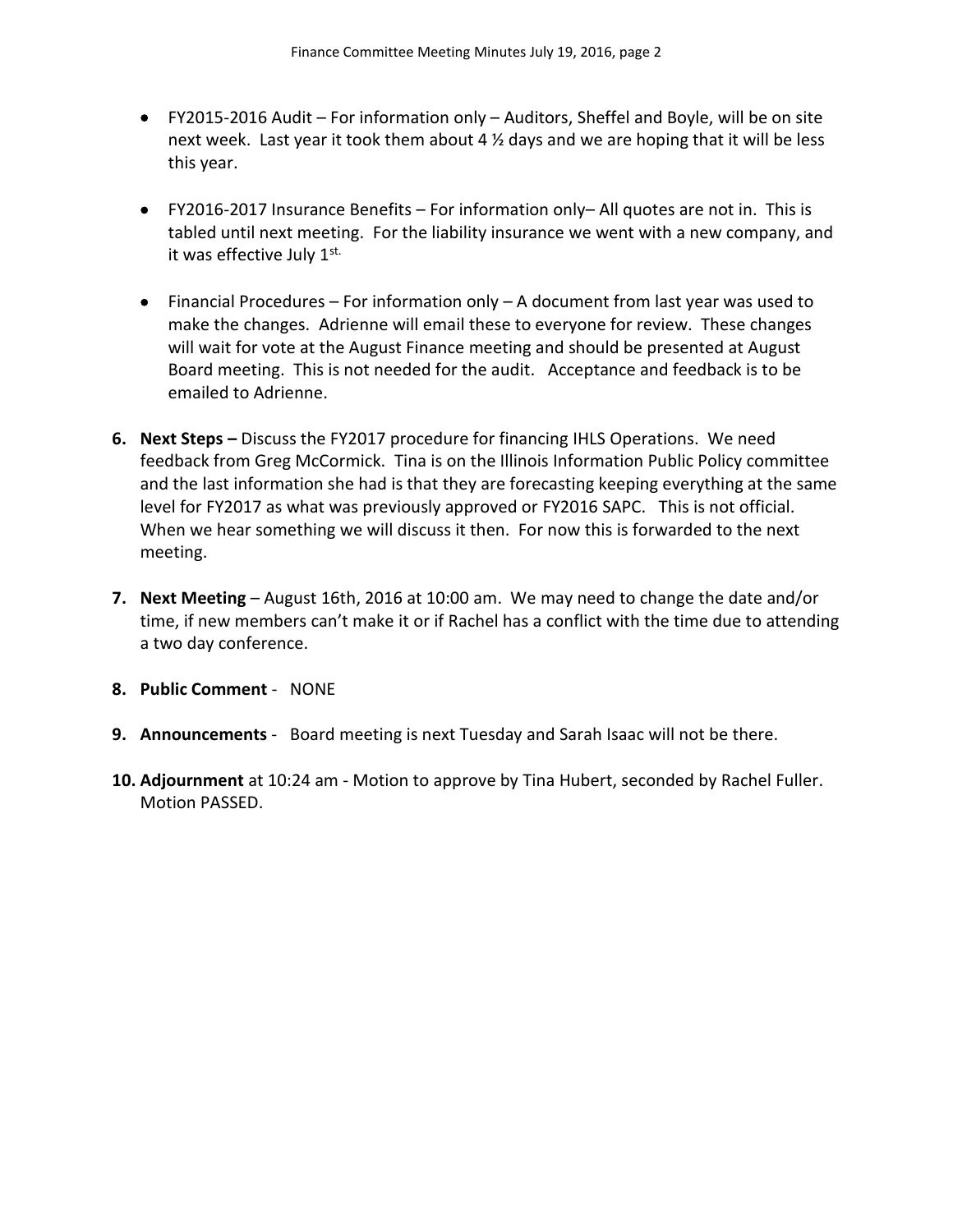- FY2015-2016 Audit – For information only – Auditors, Sheffel and Boyle, will be on site next week. Last year it took them about 4 ½ days and we are hoping that it will be less this year.

- FY2016-2017 Insurance Benefits – For information only– All quotes are not in. This is tabled until next meeting. For the liability insurance we went with a new company, and it was effective July 1st.

- Financial Procedures – For information only – A document from last year was used to make the changes. Adrienne will email these to everyone for review. These changes will wait for vote at the August Finance meeting and should be presented at August Board meeting. This is not needed for the audit. Acceptance and feedback is to be emailed to Adrienne.

6. **Next Steps –** Discuss the FY2017 procedure for financing IHLS Operations. We need feedback from Greg McCormick. Tina is on the Illinois Information Public Policy committee and the last information she had is that they are forecasting keeping everything at the same level for FY2017 as what was previously approved or FY2016 SAPC. This is not official. When we hear something we will discuss it then. For now this is forwarded to the next meeting.

7. **Next Meeting** – August 16th, 2016 at 10:00 am. We may need to change the date and/or time, if new members can't make it or if Rachel has a conflict with the time due to attending a two day conference.

8. **Public Comment** - NONE

9. **Announcements** - Board meeting is next Tuesday and Sarah Isaac will not be there.

10. **Adjournment** at 10:24 am - Motion to approve by Tina Hubert, seconded by Rachel Fuller. Motion PASSED.